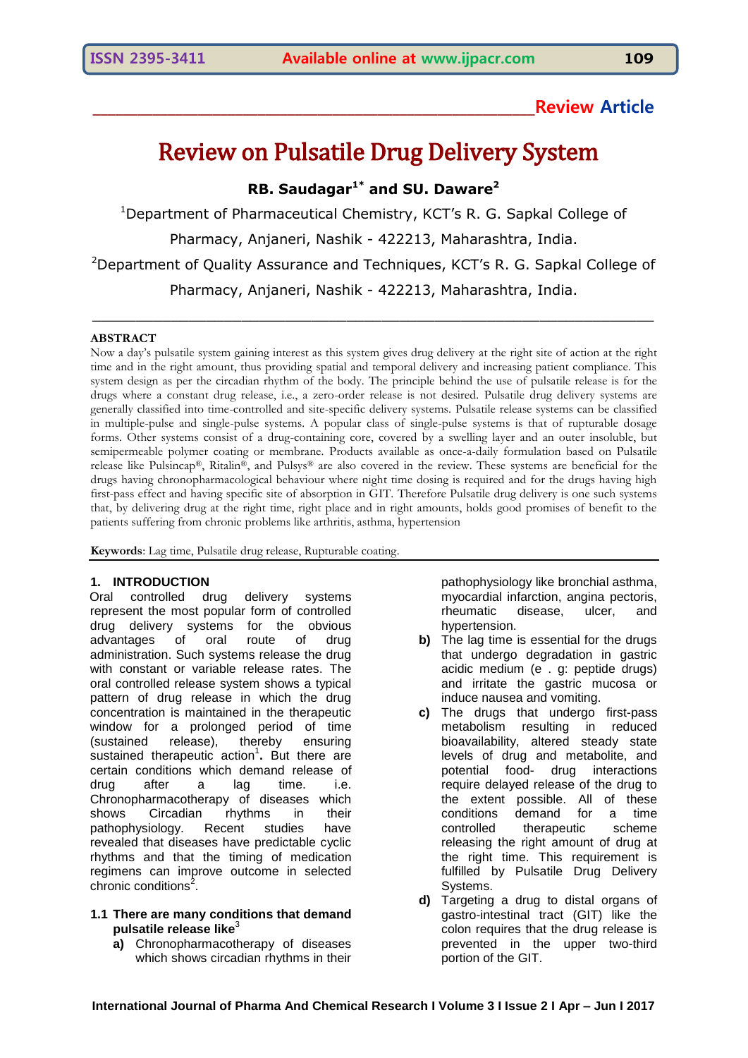Review Article

# Review on Pulsatile Drug Delivery System

**RB. Saudagar[1*] and SU. Daware[2]**

[1]Department of Pharmaceutical Chemistry, KCT's R. G. Sapkal College of Pharmacy, Anjaneri, Nashik - 422213, Maharashtra, India.

[2]Department of Quality Assurance and Techniques, KCT's R. G. Sapkal College of Pharmacy, Anjaneri, Nashik - 422213, Maharashtra, India.

## ABSTRACT

Now a day's pulsatile system gaining interest as this system gives drug delivery at the right site of action at the right time and in the right amount, thus providing spatial and temporal delivery and increasing patient compliance. This system design as per the circadian rhythm of the body. The principle behind the use of pulsatile release is for the drugs where a constant drug release, i.e., a zero-order release is not desired. Pulsatile drug delivery systems are generally classified into time-controlled and site-specific delivery systems. Pulsatile release systems can be classified in multiple-pulse and single-pulse systems. A popular class of single-pulse systems is that of rupturable dosage forms. Other systems consist of a drug-containing core, covered by a swelling layer and an outer insoluble, but semipermeable polymer coating or membrane. Products available as once-a-daily formulation based on Pulsatile release like Pulsincap®, Ritalin®, and Pulsys® are also covered in the review. These systems are beneficial for the drugs having chronopharmacological behaviour where night time dosing is required and for the drugs having high first-pass effect and having specific site of absorption in GIT. Therefore Pulsatile drug delivery is one such systems that, by delivering drug at the right time, right place and in right amounts, holds good promises of benefit to the patients suffering from chronic problems like arthritis, asthma, hypertension

**Keywords**: Lag time, Pulsatile drug release, Rupturable coating.

## 1. INTRODUCTION

Oral controlled drug delivery systems represent the most popular form of controlled drug delivery systems for the obvious advantages of oral route of drug administration. Such systems release the drug with constant or variable release rates. The oral controlled release system shows a typical pattern of drug release in which the drug concentration is maintained in the therapeutic window for a prolonged period of time (sustained release), thereby ensuring sustained therapeutic action[1]. But there are certain conditions which demand release of drug after a lag time. i.e. Chronopharmacotherapy of diseases which shows Circadian rhythms in their pathophysiology. Recent studies have revealed that diseases have predictable cyclic rhythms and that the timing of medication regimens can improve outcome in selected chronic conditions[2].

### 1.1 There are many conditions that demand pulsatile release like[3]

**a)** Chronopharmacotherapy of diseases which shows circadian rhythms in their pathophysiology like bronchial asthma, myocardial infarction, angina pectoris, rheumatic disease, ulcer, and hypertension.

**b)** The lag time is essential for the drugs that undergo degradation in gastric acidic medium (e . g: peptide drugs) and irritate the gastric mucosa or induce nausea and vomiting.

**c)** The drugs that undergo first-pass metabolism resulting in reduced bioavailability, altered steady state levels of drug and metabolite, and potential food- drug interactions require delayed release of the drug to the extent possible. All of these conditions demand for a time controlled therapeutic scheme releasing the right amount of drug at the right time. This requirement is fulfilled by Pulsatile Drug Delivery Systems.

**d)** Targeting a drug to distal organs of gastro-intestinal tract (GIT) like the colon requires that the drug release is prevented in the upper two-third portion of the GIT.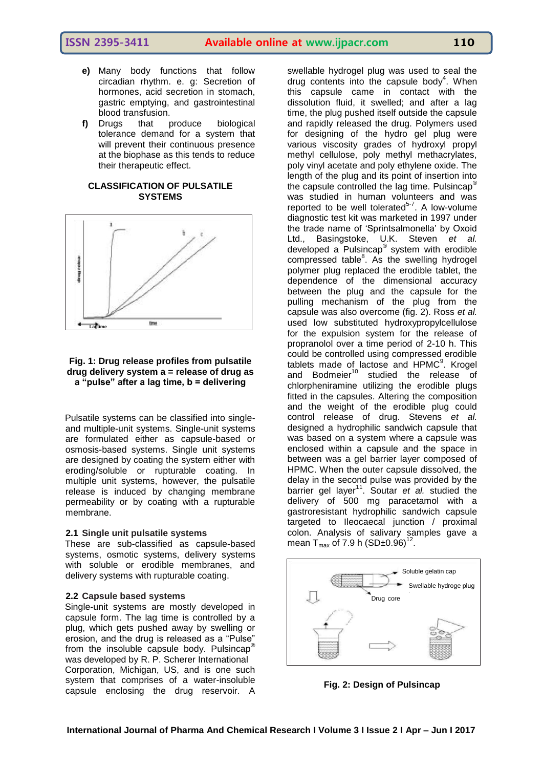e) Many body functions that follow circadian rhythm. e. g: Secretion of hormones, acid secretion in stomach, gastric emptying, and gastrointestinal blood transfusion.
f) Drugs that produce biological tolerance demand for a system that will prevent their continuous presence at the biophase as this tends to reduce their therapeutic effect.

**CLASSIFICATION OF PULSATILE SYSTEMS**

**Fig. 1: Drug release profiles from pulsatile drug delivery system a = release of drug as a "pulse" after a lag time, b = delivering**

Pulsatile systems can be classified into single- and multiple-unit systems. Single-unit systems are formulated either as capsule-based or osmosis-based systems. Single unit systems are designed by coating the system either with eroding/soluble or rupturable coating. In multiple unit systems, however, the pulsatile release is induced by changing membrane permeability or by coating with a rupturable membrane.

### 2.1 Single unit pulsatile systems

These are sub-classified as capsule-based systems, osmotic systems, delivery systems with soluble or erodible membranes, and delivery systems with rupturable coating.

### 2.2 Capsule based systems

Single-unit systems are mostly developed in capsule form. The lag time is controlled by a plug, which gets pushed away by swelling or erosion, and the drug is released as a "Pulse" from the insoluble capsule body. Pulsincap® was developed by R. P. Scherer International Corporation, Michigan, US, and is one such system that comprises of a water-insoluble capsule enclosing the drug reservoir. A swellable hydrogel plug was used to seal the drug contents into the capsule body[4]. When this capsule came in contact with the dissolution fluid, it swelled; and after a lag time, the plug pushed itself outside the capsule and rapidly released the drug. Polymers used for designing of the hydro gel plug were various viscosity grades of hydroxyl propyl methyl cellulose, poly methyl methacrylates, poly vinyl acetate and poly ethylene oxide. The length of the plug and its point of insertion into the capsule controlled the lag time. Pulsincap® was studied in human volunteers and was reported to be well tolerated[5-7]. A low-volume diagnostic test kit was marketed in 1997 under the trade name of 'Sprintsalmonella' by Oxoid Ltd., Basingstoke, U.K. Steven *et al.* developed a Pulsincap® system with erodible compressed table[8]. As the swelling hydrogel polymer plug replaced the erodible tablet, the dependence of the dimensional accuracy between the plug and the capsule for the pulling mechanism of the plug from the capsule was also overcome (fig. 2). Ross *et al.* used low substituted hydroxypropylcellulose for the expulsion system for the release of propranolol over a time period of 2-10 h. This could be controlled using compressed erodible tablets made of lactose and HPMC[9]. Krogel and Bodmeier[10] studied the release of chlorpheniramine utilizing the erodible plugs fitted in the capsules. Altering the composition and the weight of the erodible plug could control release of drug. Stevens *et al.* designed a hydrophilic sandwich capsule that was based on a system where a capsule was enclosed within a capsule and the space in between was a gel barrier layer composed of HPMC. When the outer capsule dissolved, the delay in the second pulse was provided by the barrier gel layer[11]. Soutar *et al.* studied the delivery of 500 mg paracetamol with a gastroresistant hydrophilic sandwich capsule targeted to Ileocaecal junction / proximal colon. Analysis of salivary samples gave a mean $T_{max}$ of 7.9 h (SD±0.96)[12].

**Fig. 2: Design of Pulsincap**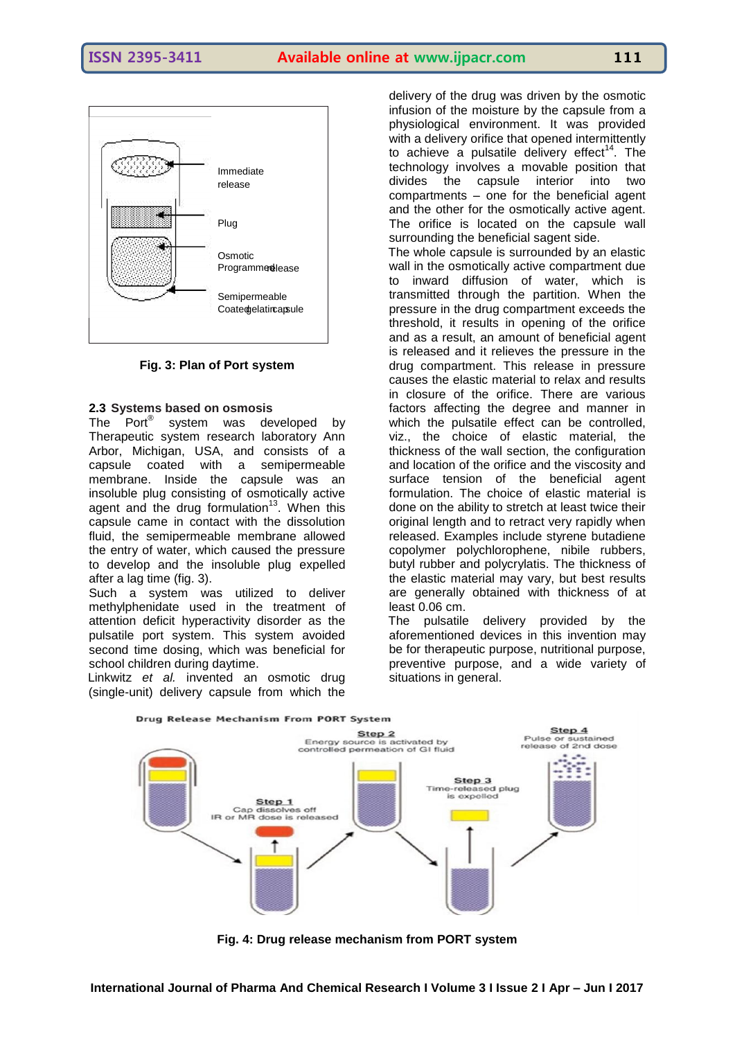Fig. 3: Plan of Port system

### 2.3 Systems based on osmosis

The Port® system was developed by Therapeutic system research laboratory Ann Arbor, Michigan, USA, and consists of a capsule coated with a semipermeable membrane. Inside the capsule was an insoluble plug consisting of osmotically active agent and the drug formulation[13]. When this capsule came in contact with the dissolution fluid, the semipermeable membrane allowed the entry of water, which caused the pressure to develop and the insoluble plug expelled after a lag time (fig. 3).

Such a system was utilized to deliver methylphenidate used in the treatment of attention deficit hyperactivity disorder as the pulsatile port system. This system avoided second time dosing, which was beneficial for school children during daytime.

Linkwitz *et al.* invented an osmotic drug (single-unit) delivery capsule from which the delivery of the drug was driven by the osmotic infusion of the moisture by the capsule from a physiological environment. It was provided with a delivery orifice that opened intermittently to achieve a pulsatile delivery effect[14]. The technology involves a movable position that divides the capsule interior into two compartments – one for the beneficial agent and the other for the osmotically active agent. The orifice is located on the capsule wall surrounding the beneficial sagent side.

The whole capsule is surrounded by an elastic wall in the osmotically active compartment due to inward diffusion of water, which is transmitted through the partition. When the pressure in the drug compartment exceeds the threshold, it results in opening of the orifice and as a result, an amount of beneficial agent is released and it relieves the pressure in the drug compartment. This release in pressure causes the elastic material to relax and results in closure of the orifice. There are various factors affecting the degree and manner in which the pulsatile effect can be controlled, viz., the choice of elastic material, the thickness of the wall section, the configuration and location of the orifice and the viscosity and surface tension of the beneficial agent formulation. The choice of elastic material is done on the ability to stretch at least twice their original length and to retract very rapidly when released. Examples include styrene butadiene copolymer polychlorophene, nibile rubbers, butyl rubber and polycrylatis. The thickness of the elastic material may vary, but best results are generally obtained with thickness of at least 0.06 cm.

The pulsatile delivery provided by the aforementioned devices in this invention may be for therapeutic purpose, nutritional purpose, preventive purpose, and a wide variety of situations in general.

Fig. 4: Drug release mechanism from PORT system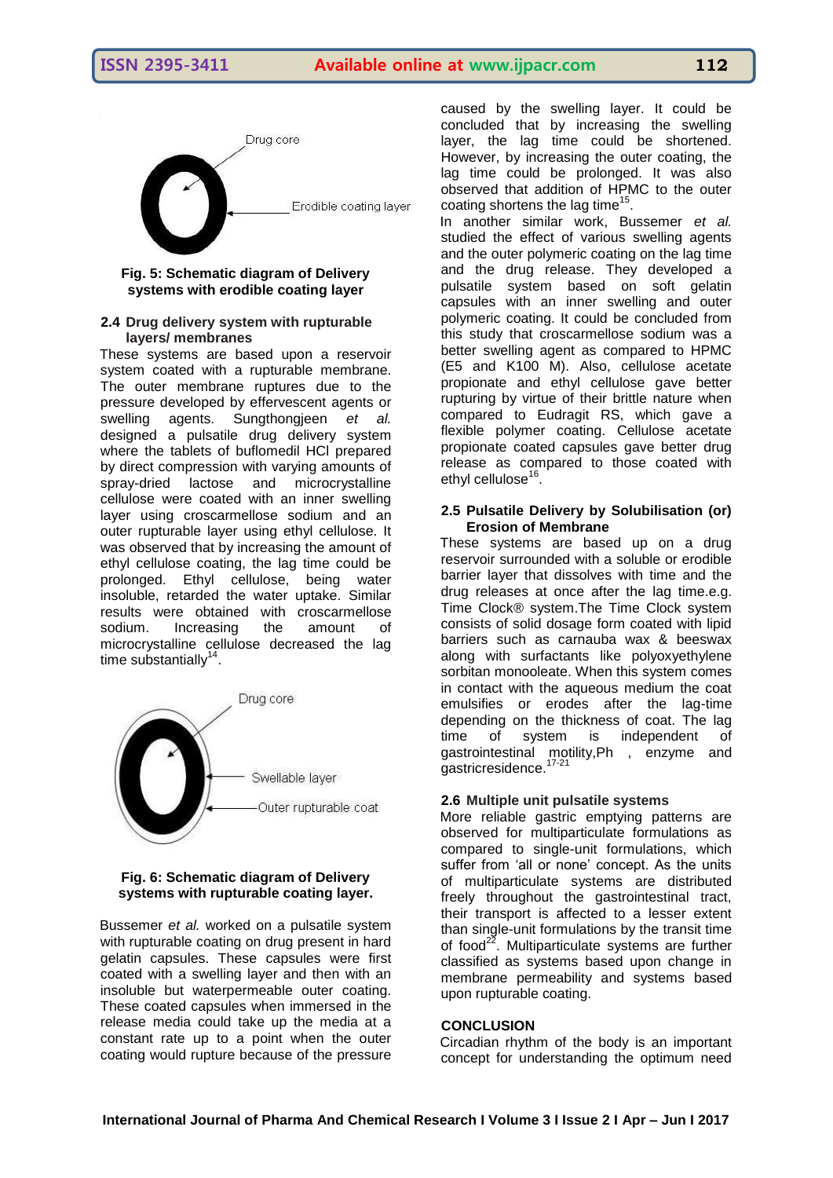Fig. 5: Schematic diagram of Delivery systems with erodible coating layer

### 2.4 Drug delivery system with rupturable layers/ membranes

These systems are based upon a reservoir system coated with a rupturable membrane. The outer membrane ruptures due to the pressure developed by effervescent agents or swelling agents. Sungthongjeen *et al.* designed a pulsatile drug delivery system where the tablets of buflomedil HCl prepared by direct compression with varying amounts of spray-dried lactose and microcrystalline cellulose were coated with an inner swelling layer using croscarmellose sodium and an outer rupturable layer using ethyl cellulose. It was observed that by increasing the amount of ethyl cellulose coating, the lag time could be prolonged. Ethyl cellulose, being water insoluble, retarded the water uptake. Similar results were obtained with croscarmellose sodium. Increasing the amount of microcrystalline cellulose decreased the lag time substantially[14].

Fig. 6: Schematic diagram of Delivery systems with rupturable coating layer.

Bussemer *et al.* worked on a pulsatile system with rupturable coating on drug present in hard gelatin capsules. These capsules were first coated with a swelling layer and then with an insoluble but waterpermeable outer coating. These coated capsules when immersed in the release media could take up the media at a constant rate up to a point when the outer coating would rupture because of the pressure caused by the swelling layer. It could be concluded that by increasing the swelling layer, the lag time could be shortened. However, by increasing the outer coating, the lag time could be prolonged. It was also observed that addition of HPMC to the outer coating shortens the lag time[15].

In another similar work, Bussemer *et al.* studied the effect of various swelling agents and the outer polymeric coating on the lag time and the drug release. They developed a pulsatile system based on soft gelatin capsules with an inner swelling and outer polymeric coating. It could be concluded from this study that croscarmellose sodium was a better swelling agent as compared to HPMC (E5 and K100 M). Also, cellulose acetate propionate and ethyl cellulose gave better rupturing by virtue of their brittle nature when compared to Eudragit RS, which gave a flexible polymer coating. Cellulose acetate propionate coated capsules gave better drug release as compared to those coated with ethyl cellulose[16].

### 2.5 Pulsatile Delivery by Solubilisation (or) Erosion of Membrane

These systems are based up on a drug reservoir surrounded with a soluble or erodible barrier layer that dissolves with time and the drug releases at once after the lag time.e.g. Time Clock® system.The Time Clock system consists of solid dosage form coated with lipid barriers such as carnauba wax & beeswax along with surfactants like polyoxyethylene sorbitan monooleate. When this system comes in contact with the aqueous medium the coat emulsifies or erodes after the lag-time depending on the thickness of coat. The lag time of system is independent of gastrointestinal motility,Ph , enzyme and gastricresidence.[17-21]

### 2.6 Multiple unit pulsatile systems

More reliable gastric emptying patterns are observed for multiparticulate formulations as compared to single-unit formulations, which suffer from 'all or none' concept. As the units of multiparticulate systems are distributed freely throughout the gastrointestinal tract, their transport is affected to a lesser extent than single-unit formulations by the transit time of food[22]. Multiparticulate systems are further classified as systems based upon change in membrane permeability and systems based upon rupturable coating.

## CONCLUSION

Circadian rhythm of the body is an important concept for understanding the optimum need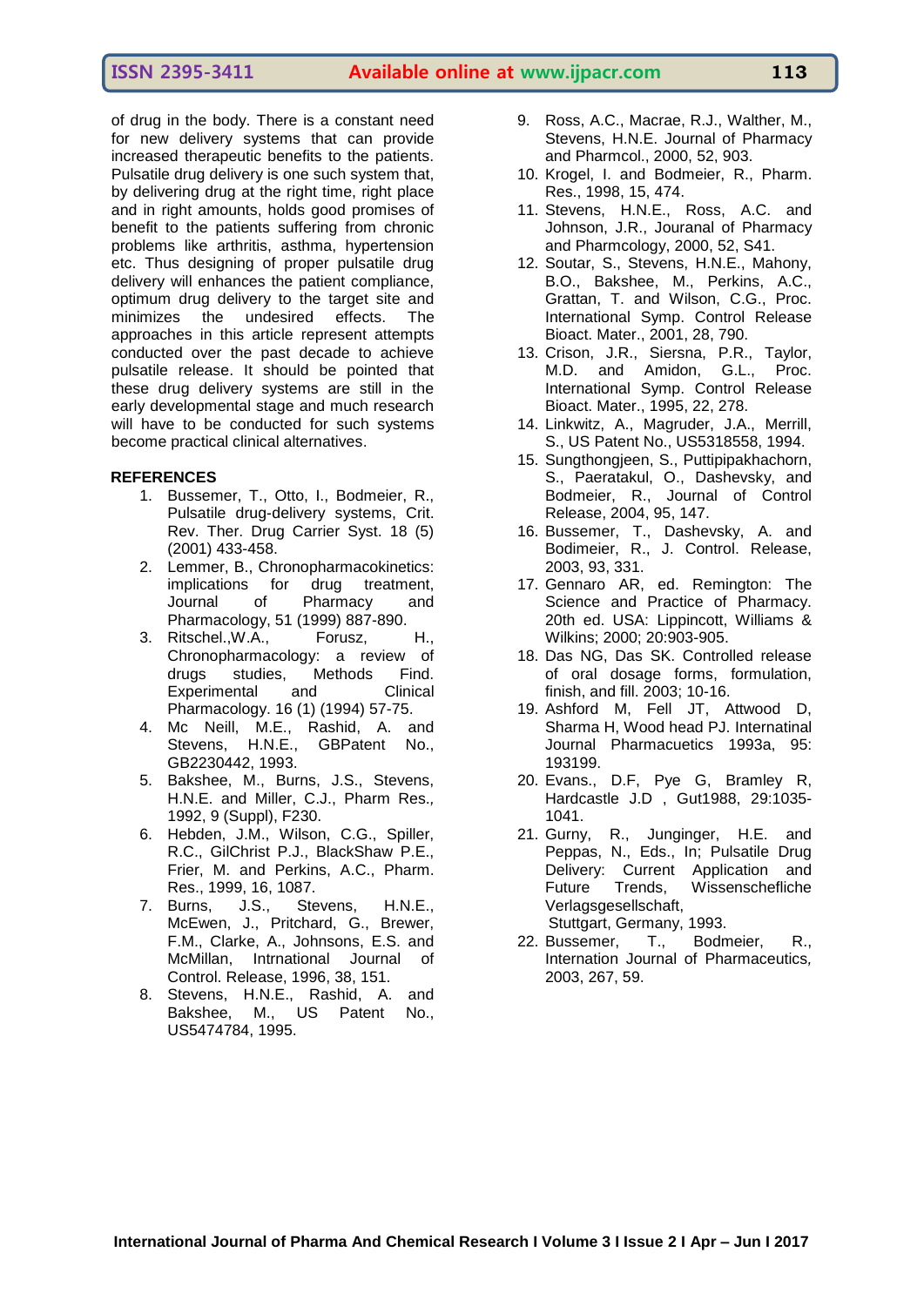of drug in the body. There is a constant need for new delivery systems that can provide increased therapeutic benefits to the patients. Pulsatile drug delivery is one such system that, by delivering drug at the right time, right place and in right amounts, holds good promises of benefit to the patients suffering from chronic problems like arthritis, asthma, hypertension etc. Thus designing of proper pulsatile drug delivery will enhances the patient compliance, optimum drug delivery to the target site and minimizes the undesired effects. The approaches in this article represent attempts conducted over the past decade to achieve pulsatile release. It should be pointed that these drug delivery systems are still in the early developmental stage and much research will have to be conducted for such systems become practical clinical alternatives.

## REFERENCES

1. Bussemer, T., Otto, I., Bodmeier, R., Pulsatile drug-delivery systems, Crit. Rev. Ther. Drug Carrier Syst. 18 (5) (2001) 433-458.
2. Lemmer, B., Chronopharmacokinetics: implications for drug treatment, Journal of Pharmacy and Pharmacology, 51 (1999) 887-890.
3. Ritschel.,W.A., Forusz, H., Chronopharmacology: a review of drugs studies, Methods Find. Experimental and Clinical Pharmacology. 16 (1) (1994) 57-75.
4. Mc Neill, M.E., Rashid, A. and Stevens, H.N.E., GBPatent No., GB2230442, 1993.
5. Bakshee, M., Burns, J.S., Stevens, H.N.E. and Miller, C.J., Pharm Res., 1992, 9 (Suppl), F230.
6. Hebden, J.M., Wilson, C.G., Spiller, R.C., GilChrist P.J., BlackShaw P.E., Frier, M. and Perkins, A.C., Pharm. Res., 1999, 16, 1087.
7. Burns, J.S., Stevens, H.N.E., McEwen, J., Pritchard, G., Brewer, F.M., Clarke, A., Johnsons, E.S. and McMillan, Intrnational Journal of Control. Release, 1996, 38, 151.
8. Stevens, H.N.E., Rashid, A. and Bakshee, M., US Patent No., US5474784, 1995.
9. Ross, A.C., Macrae, R.J., Walther, M., Stevens, H.N.E. Journal of Pharmacy and Pharmcol., 2000, 52, 903.
10. Krogel, I. and Bodmeier, R., Pharm. Res., 1998, 15, 474.
11. Stevens, H.N.E., Ross, A.C. and Johnson, J.R., Jouranal of Pharmacy and Pharmcology, 2000, 52, S41.
12. Soutar, S., Stevens, H.N.E., Mahony, B.O., Bakshee, M., Perkins, A.C., Grattan, T. and Wilson, C.G., Proc. International Symp. Control Release Bioact. Mater., 2001, 28, 790.
13. Crison, J.R., Siersna, P.R., Taylor, M.D. and Amidon, G.L., Proc. International Symp. Control Release Bioact. Mater., 1995, 22, 278.
14. Linkwitz, A., Magruder, J.A., Merrill, S., US Patent No., US5318558, 1994.
15. Sungthongjeen, S., Puttipipakhachorn, S., Paeratakul, O., Dashevsky, and Bodmeier, R., Journal of Control Release, 2004, 95, 147.
16. Bussemer, T., Dashevsky, A. and Bodimeier, R., J. Control. Release, 2003, 93, 331.
17. Gennaro AR, ed. Remington: The Science and Practice of Pharmacy. 20th ed. USA: Lippincott, Williams & Wilkins; 2000; 20:903-905.
18. Das NG, Das SK. Controlled release of oral dosage forms, formulation, finish, and fill. 2003; 10-16.
19. Ashford M, Fell JT, Attwood D, Sharma H, Wood head PJ. Internatinal Journal Pharmacuetics 1993a, 95: 193199.
20. Evans., D.F, Pye G, Bramley R, Hardcastle J.D , Gut1988, 29:1035-1041.
21. Gurny, R., Junginger, H.E. and Peppas, N., Eds., In; Pulsatile Drug Delivery: Current Application and Future Trends, Wissenschefliche Verlagsgesellschaft, Stuttgart, Germany, 1993.
22. Bussemer, T., Bodmeier, R., Internation Journal of Pharmaceutics, 2003, 267, 59.